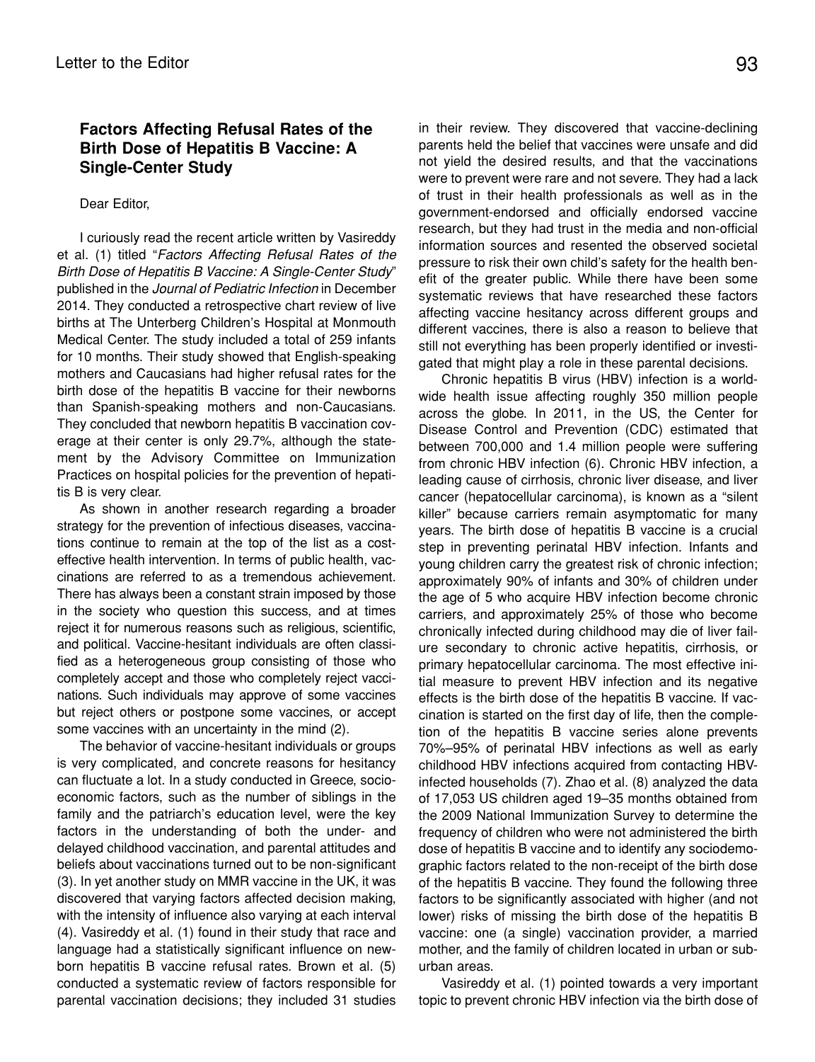## Factors Affecting Refusal Rates of the Birth Dose of Hepatitis B Vaccine: A Single-Center Study

Dear Editor,

I curiously read the recent article written by Vasireddy et al. (1) titled "*Factors Affecting Refusal Rates of the Birth Dose of Hepatitis B Vaccine: A Single-Center Study*" published in the *Journal of Pediatric Infection* in December 2014. They conducted a retrospective chart review of live births at The Unterberg Children's Hospital at Monmouth Medical Center. The study included a total of 259 infants for 10 months. Their study showed that English-speaking mothers and Caucasians had higher refusal rates for the birth dose of the hepatitis B vaccine for their newborns than Spanish-speaking mothers and non-Caucasians. They concluded that newborn hepatitis B vaccination coverage at their center is only 29.7%, although the statement by the Advisory Committee on Immunization Practices on hospital policies for the prevention of hepatitis B is very clear.

As shown in another research regarding a broader strategy for the prevention of infectious diseases, vaccinations continue to remain at the top of the list as a cost-effective health intervention. In terms of public health, vaccinations are referred to as a tremendous achievement. There has always been a constant strain imposed by those in the society who question this success, and at times reject it for numerous reasons such as religious, scientific, and political. Vaccine-hesitant individuals are often classified as a heterogeneous group consisting of those who completely accept and those who completely reject vaccinations. Such individuals may approve of some vaccines but reject others or postpone some vaccines, or accept some vaccines with an uncertainty in the mind (2).

The behavior of vaccine-hesitant individuals or groups is very complicated, and concrete reasons for hesitancy can fluctuate a lot. In a study conducted in Greece, socioeconomic factors, such as the number of siblings in the family and the patriarch's education level, were the key factors in the understanding of both the under- and delayed childhood vaccination, and parental attitudes and beliefs about vaccinations turned out to be non-significant (3). In yet another study on MMR vaccine in the UK, it was discovered that varying factors affected decision making, with the intensity of influence also varying at each interval (4). Vasireddy et al. (1) found in their study that race and language had a statistically significant influence on newborn hepatitis B vaccine refusal rates. Brown et al. (5) conducted a systematic review of factors responsible for parental vaccination decisions; they included 31 studies in their review. They discovered that vaccine-declining parents held the belief that vaccines were unsafe and did not yield the desired results, and that the vaccinations were to prevent were rare and not severe. They had a lack of trust in their health professionals as well as in the government-endorsed and officially endorsed vaccine research, but they had trust in the media and non-official information sources and resented the observed societal pressure to risk their own child's safety for the health benefit of the greater public. While there have been some systematic reviews that have researched these factors affecting vaccine hesitancy across different groups and different vaccines, there is also a reason to believe that still not everything has been properly identified or investigated that might play a role in these parental decisions.

Chronic hepatitis B virus (HBV) infection is a worldwide health issue affecting roughly 350 million people across the globe. In 2011, in the US, the Center for Disease Control and Prevention (CDC) estimated that between 700,000 and 1.4 million people were suffering from chronic HBV infection (6). Chronic HBV infection, a leading cause of cirrhosis, chronic liver disease, and liver cancer (hepatocellular carcinoma), is known as a "silent killer" because carriers remain asymptomatic for many years. The birth dose of hepatitis B vaccine is a crucial step in preventing perinatal HBV infection. Infants and young children carry the greatest risk of chronic infection; approximately 90% of infants and 30% of children under the age of 5 who acquire HBV infection become chronic carriers, and approximately 25% of those who become chronically infected during childhood may die of liver failure secondary to chronic active hepatitis, cirrhosis, or primary hepatocellular carcinoma. The most effective initial measure to prevent HBV infection and its negative effects is the birth dose of the hepatitis B vaccine. If vaccination is started on the first day of life, then the completion of the hepatitis B vaccine series alone prevents 70%–95% of perinatal HBV infections as well as early childhood HBV infections acquired from contacting HBV-infected households (7). Zhao et al. (8) analyzed the data of 17,053 US children aged 19–35 months obtained from the 2009 National Immunization Survey to determine the frequency of children who were not administered the birth dose of hepatitis B vaccine and to identify any sociodemographic factors related to the non-receipt of the birth dose of the hepatitis B vaccine. They found the following three factors to be significantly associated with higher (and not lower) risks of missing the birth dose of the hepatitis B vaccine: one (a single) vaccination provider, a married mother, and the family of children located in urban or suburban areas.

Vasireddy et al. (1) pointed towards a very important topic to prevent chronic HBV infection via the birth dose of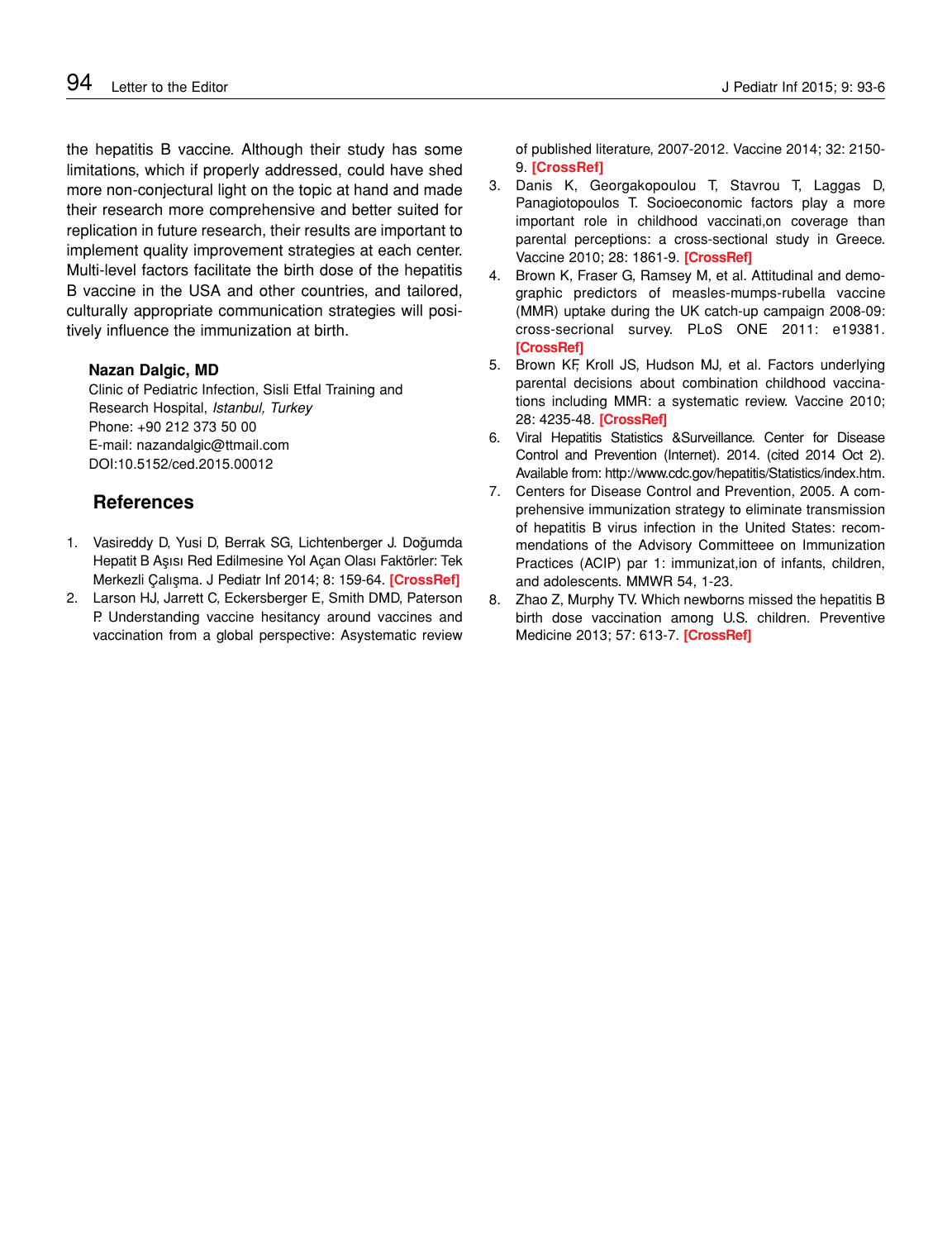the hepatitis B vaccine. Although their study has some limitations, which if properly addressed, could have shed more non-conjectural light on the topic at hand and made their research more comprehensive and better suited for replication in future research, their results are important to implement quality improvement strategies at each center. Multi-level factors facilitate the birth dose of the hepatitis B vaccine in the USA and other countries, and tailored, culturally appropriate communication strategies will positively influence the immunization at birth.

**Nazan Dalgic, MD**

Clinic of Pediatric Infection, Sisli Etfal Training and Research Hospital, *Istanbul, Turkey*
Phone: +90 212 373 50 00
E-mail: nazandalgic@ttmail.com
DOI:10.5152/ced.2015.00012

## References

1. Vasireddy D, Yusi D, Berrak SG, Lichtenberger J. Doğumda Hepatit B Aşısı Red Edilmesine Yol Açan Olası Faktörler: Tek Merkezli Çalışma. J Pediatr Inf 2014; 8: 159-64. [CrossRef]
2. Larson HJ, Jarrett C, Eckersberger E, Smith DMD, Paterson P. Understanding vaccine hesitancy around vaccines and vaccination from a global perspective: Asystematic review of published literature, 2007-2012. Vaccine 2014; 32: 2150-9. [CrossRef]
3. Danis K, Georgakopoulou T, Stavrou T, Laggas D, Panagiotopoulos T. Socioeconomic factors play a more important role in childhood vaccinati,on coverage than parental perceptions: a cross-sectional study in Greece. Vaccine 2010; 28: 1861-9. [CrossRef]
4. Brown K, Fraser G, Ramsey M, et al. Attitudinal and demographic predictors of measles-mumps-rubella vaccine (MMR) uptake during the UK catch-up campaign 2008-09: cross-secrional survey. PLoS ONE 2011: e19381. [CrossRef]
5. Brown KF, Kroll JS, Hudson MJ, et al. Factors underlying parental decisions about combination childhood vaccinations including MMR: a systematic review. Vaccine 2010; 28: 4235-48. [CrossRef]
6. Viral Hepatitis Statistics &Surveillance. Center for Disease Control and Prevention (Internet). 2014. (cited 2014 Oct 2). Available from: http://www.cdc.gov/hepatitis/Statistics/index.htm.
7. Centers for Disease Control and Prevention, 2005. A comprehensive immunization strategy to eliminate transmission of hepatitis B virus infection in the United States: recommendations of the Advisory Committeee on Immunization Practices (ACIP) par 1: immunizat,ion of infants, children, and adolescents. MMWR 54, 1-23.
8. Zhao Z, Murphy TV. Which newborns missed the hepatitis B birth dose vaccination among U.S. children. Preventive Medicine 2013; 57: 613-7. [CrossRef]